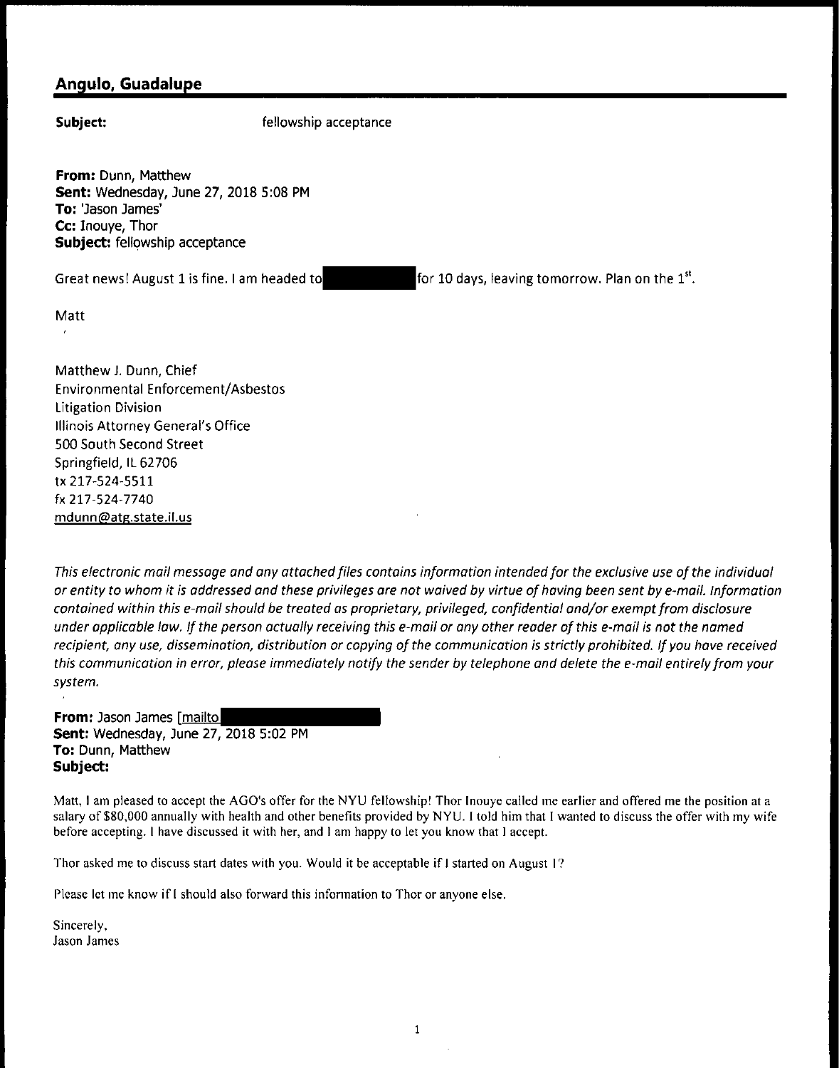## Angulo, Guadalupe

**Subject:** fellowship acceptance

**From:** Dunn, Matthew
**Sent:** Wednesday, June 27, 2018 5:08 PM
**To:** 'Jason James'
**Cc:** Inouye, Thor
**Subject:** fellowship acceptance

Great news! August 1 is fine. I am headed to [REDACTED] for 10 days, leaving tomorrow. Plan on the 1st.

Matt

Matthew J. Dunn, Chief
Environmental Enforcement/Asbestos
Litigation Division
Illinois Attorney General's Office
500 South Second Street
Springfield, IL 62706
tx 217-524-5511
fx 217-524-7740
mdunn@atg.state.il.us

*This electronic mail message and any attached files contains information intended for the exclusive use of the individual or entity to whom it is addressed and these privileges are not waived by virtue of having been sent by e-mail. Information contained within this e-mail should be treated as proprietary, privileged, confidential and/or exempt from disclosure under applicable law. If the person actually receiving this e-mail or any other reader of this e-mail is not the named recipient, any use, dissemination, distribution or copying of the communication is strictly prohibited. If you have received this communication in error, please immediately notify the sender by telephone and delete the e-mail entirely from your system.*

**From:** Jason James [mailto [REDACTED]
**Sent:** Wednesday, June 27, 2018 5:02 PM
**To:** Dunn, Matthew
**Subject:**

Matt, I am pleased to accept the AGO's offer for the NYU fellowship! Thor Inouye called me earlier and offered me the position at a salary of $80,000 annually with health and other benefits provided by NYU. I told him that I wanted to discuss the offer with my wife before accepting. I have discussed it with her, and I am happy to let you know that I accept.

Thor asked me to discuss start dates with you. Would it be acceptable if I started on August 1?

Please let me know if I should also forward this information to Thor or anyone else.

Sincerely,
Jason James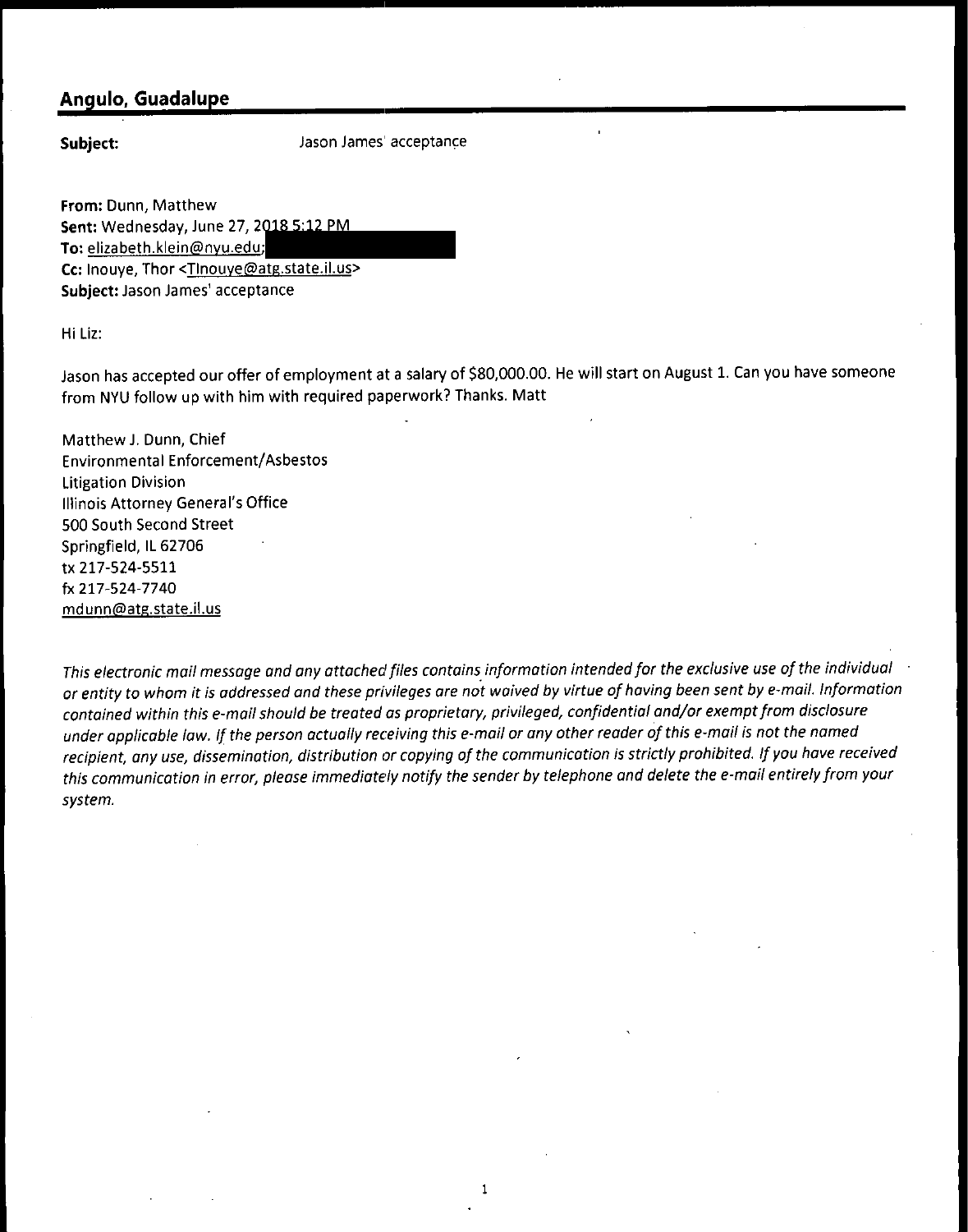## Angulo, Guadalupe

**Subject:** Jason James' acceptance

**From:** Dunn, Matthew
**Sent:** Wednesday, June 27, 2018 5:12 PM
**To:** elizabeth.klein@nyu.edu;
**Cc:** Inouye, Thor <TInouye@atg.state.il.us>
**Subject:** Jason James' acceptance

Hi Liz:

Jason has accepted our offer of employment at a salary of $80,000.00. He will start on August 1. Can you have someone from NYU follow up with him with required paperwork? Thanks. Matt

Matthew J. Dunn, Chief
Environmental Enforcement/Asbestos
Litigation Division
Illinois Attorney General's Office
500 South Second Street
Springfield, IL 62706
tx 217-524-5511
fx 217-524-7740
mdunn@atg.state.il.us

*This electronic mail message and any attached files contains information intended for the exclusive use of the individual or entity to whom it is addressed and these privileges are not waived by virtue of having been sent by e-mail. Information contained within this e-mail should be treated as proprietary, privileged, confidential and/or exempt from disclosure under applicable law. If the person actually receiving this e-mail or any other reader of this e-mail is not the named recipient, any use, dissemination, distribution or copying of the communication is strictly prohibited. If you have received this communication in error, please immediately notify the sender by telephone and delete the e-mail entirely from your system.*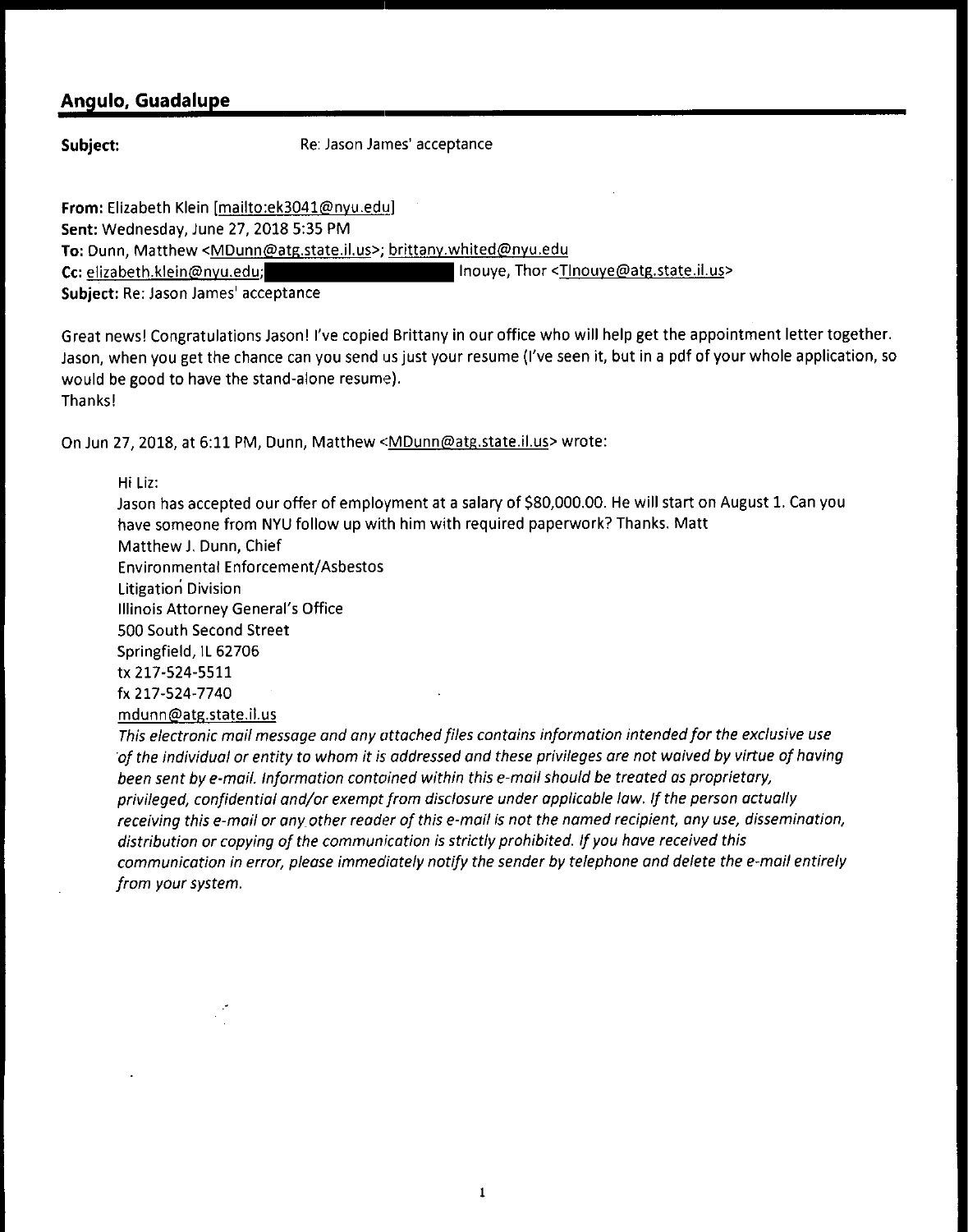## Angulo, Guadalupe

**Subject:** Re: Jason James' acceptance

**From:** Elizabeth Klein [mailto:ek3041@nyu.edu]
**Sent:** Wednesday, June 27, 2018 5:35 PM
**To:** Dunn, Matthew <MDunn@atg.state.il.us>; brittany.whited@nyu.edu
**Cc:** elizabeth.klein@nyu.edu; ██████████ Inouye, Thor <TInouye@atg.state.il.us>
**Subject:** Re: Jason James' acceptance

Great news! Congratulations Jason! I've copied Brittany in our office who will help get the appointment letter together. Jason, when you get the chance can you send us just your resume (I've seen it, but in a pdf of your whole application, so would be good to have the stand-alone resume).
Thanks!

On Jun 27, 2018, at 6:11 PM, Dunn, Matthew <MDunn@atg.state.il.us> wrote:

> Hi Liz:
> Jason has accepted our offer of employment at a salary of $80,000.00. He will start on August 1. Can you have someone from NYU follow up with him with required paperwork? Thanks. Matt
> Matthew J. Dunn, Chief
> Environmental Enforcement/Asbestos
> Litigation Division
> Illinois Attorney General's Office
> 500 South Second Street
> Springfield, IL 62706
> tx 217-524-5511
> fx 217-524-7740
> mdunn@atg.state.il.us
> *This electronic mail message and any attached files contains information intended for the exclusive use of the individual or entity to whom it is addressed and these privileges are not waived by virtue of having been sent by e-mail. Information contained within this e-mail should be treated as proprietary, privileged, confidential and/or exempt from disclosure under applicable law. If the person actually receiving this e-mail or any other reader of this e-mail is not the named recipient, any use, dissemination, distribution or copying of the communication is strictly prohibited. If you have received this communication in error, please immediately notify the sender by telephone and delete the e-mail entirely from your system.*